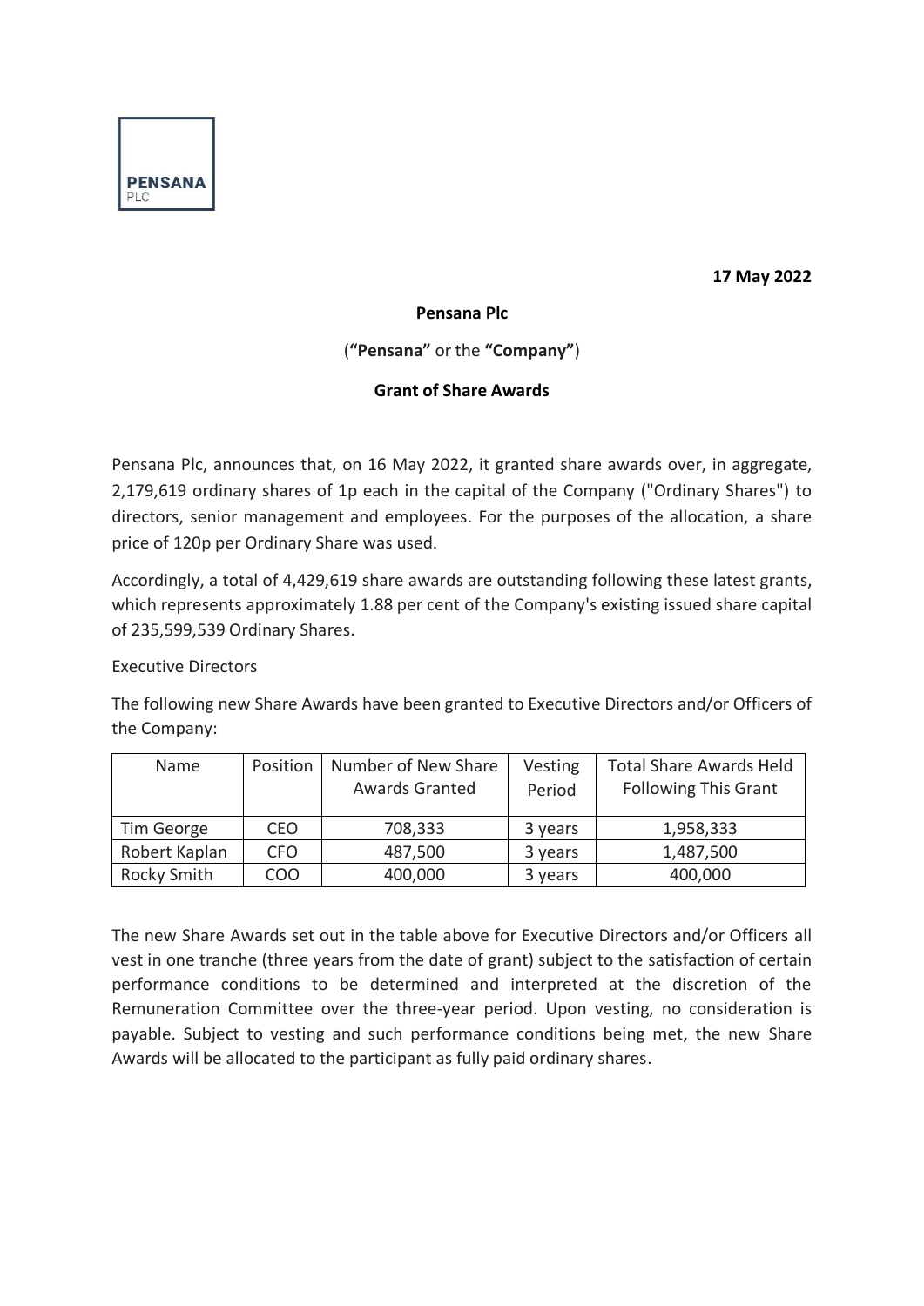**PENSANA**
PLC

**17 May 2022**

**Pensana Plc**

(**"Pensana"** or the **"Company"**)

**Grant of Share Awards**

Pensana Plc, announces that, on 16 May 2022, it granted share awards over, in aggregate, 2,179,619 ordinary shares of 1p each in the capital of the Company ("Ordinary Shares") to directors, senior management and employees. For the purposes of the allocation, a share price of 120p per Ordinary Share was used.

Accordingly, a total of 4,429,619 share awards are outstanding following these latest grants, which represents approximately 1.88 per cent of the Company's existing issued share capital of 235,599,539 Ordinary Shares.

Executive Directors

The following new Share Awards have been granted to Executive Directors and/or Officers of the Company:

| Name | Position | Number of New Share Awards Granted | Vesting Period | Total Share Awards Held Following This Grant |
|---|---|---|---|---|
| Tim George | CEO | 708,333 | 3 years | 1,958,333 |
| Robert Kaplan | CFO | 487,500 | 3 years | 1,487,500 |
| Rocky Smith | COO | 400,000 | 3 years | 400,000 |

The new Share Awards set out in the table above for Executive Directors and/or Officers all vest in one tranche (three years from the date of grant) subject to the satisfaction of certain performance conditions to be determined and interpreted at the discretion of the Remuneration Committee over the three-year period. Upon vesting, no consideration is payable. Subject to vesting and such performance conditions being met, the new Share Awards will be allocated to the participant as fully paid ordinary shares.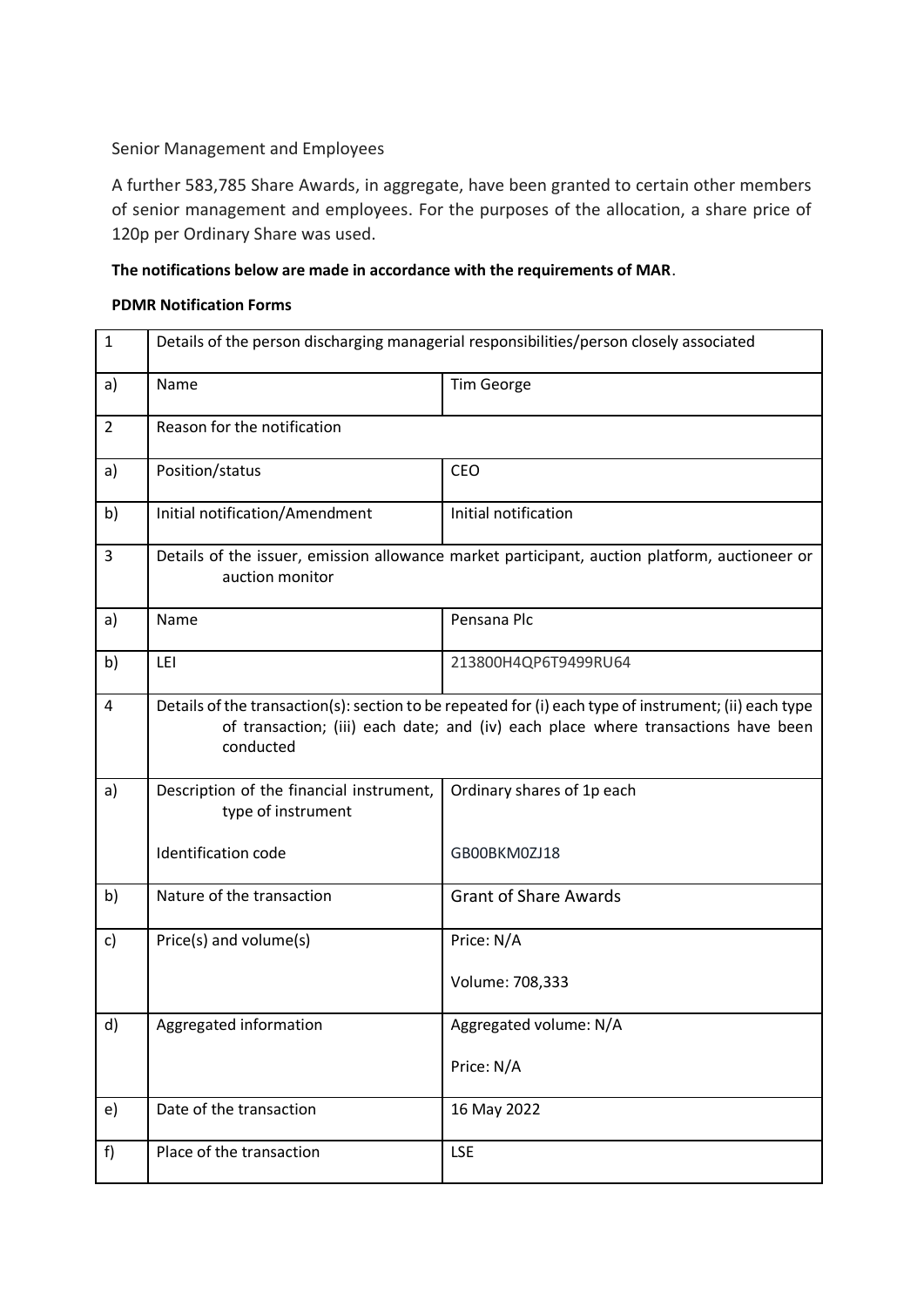Senior Management and Employees

A further 583,785 Share Awards, in aggregate, have been granted to certain other members of senior management and employees. For the purposes of the allocation, a share price of 120p per Ordinary Share was used.

**The notifications below are made in accordance with the requirements of MAR**.

**PDMR Notification Forms**

| 1 | Details of the person discharging managerial responsibilities/person closely associated | |
|---|---|---|
| a) | Name | Tim George |
| 2 | Reason for the notification | |
| a) | Position/status | CEO |
| b) | Initial notification/Amendment | Initial notification |
| 3 | Details of the issuer, emission allowance market participant, auction platform, auctioneer or auction monitor | |
| a) | Name | Pensana Plc |
| b) | LEI | 213800H4QP6T9499RU64 |
| 4 | Details of the transaction(s): section to be repeated for (i) each type of instrument; (ii) each type of transaction; (iii) each date; and (iv) each place where transactions have been conducted | |
| a) | Description of the financial instrument, type of instrument<br><br>Identification code | Ordinary shares of 1p each<br><br>GB00BKM0ZJ18 |
| b) | Nature of the transaction | Grant of Share Awards |
| c) | Price(s) and volume(s) | Price: N/A<br><br>Volume: 708,333 |
| d) | Aggregated information | Aggregated volume: N/A<br><br>Price: N/A |
| e) | Date of the transaction | 16 May 2022 |
| f) | Place of the transaction | LSE |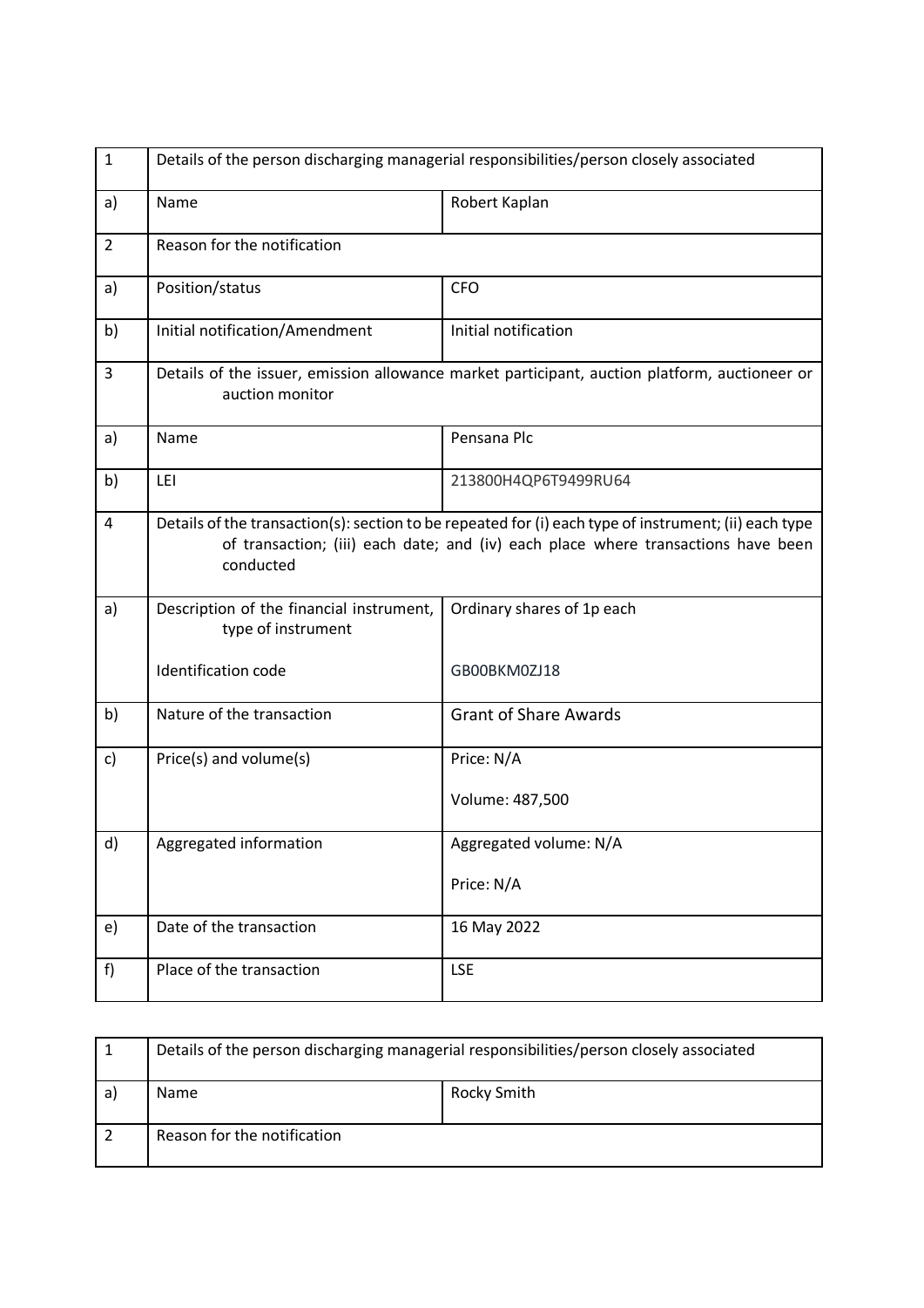| 1 | Details of the person discharging managerial responsibilities/person closely associated | |
|---|---|---|
| a) | Name | Robert Kaplan |
| 2 | Reason for the notification | |
| a) | Position/status | CFO |
| b) | Initial notification/Amendment | Initial notification |
| 3 | Details of the issuer, emission allowance market participant, auction platform, auctioneer or auction monitor | |
| a) | Name | Pensana Plc |
| b) | LEI | 213800H4QP6T9499RU64 |
| 4 | Details of the transaction(s): section to be repeated for (i) each type of instrument; (ii) each type of transaction; (iii) each date; and (iv) each place where transactions have been conducted | |
| a) | Description of the financial instrument, type of instrument<br><br>Identification code | Ordinary shares of 1p each<br><br>GB00BKM0ZJ18 |
| b) | Nature of the transaction | Grant of Share Awards |
| c) | Price(s) and volume(s) | Price: N/A<br><br>Volume: 487,500 |
| d) | Aggregated information | Aggregated volume: N/A<br><br>Price: N/A |
| e) | Date of the transaction | 16 May 2022 |
| f) | Place of the transaction | LSE |

| 1 | Details of the person discharging managerial responsibilities/person closely associated | |
|---|---|---|
| a) | Name | Rocky Smith |
| 2 | Reason for the notification | |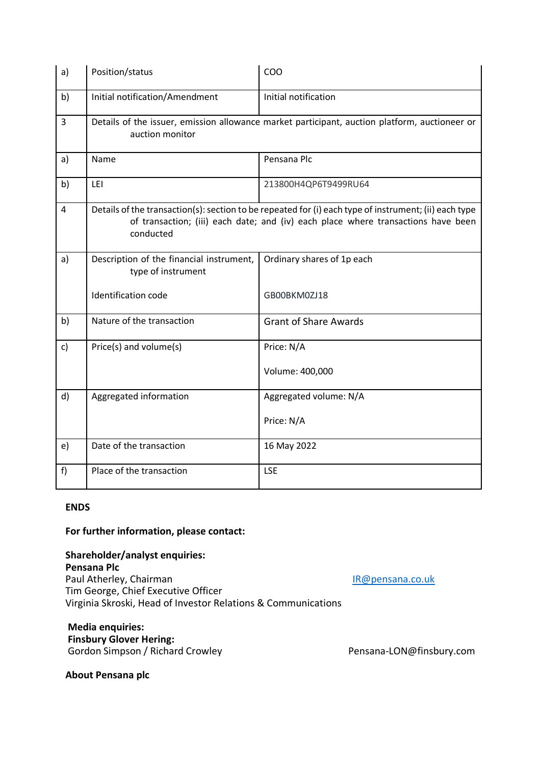| | | |
|---|---|---|
| a) | Position/status | COO |
| b) | Initial notification/Amendment | Initial notification |
| 3 | Details of the issuer, emission allowance market participant, auction platform, auctioneer or auction monitor | |
| a) | Name | Pensana Plc |
| b) | LEI | 213800H4QP6T9499RU64 |
| 4 | Details of the transaction(s): section to be repeated for (i) each type of instrument; (ii) each type of transaction; (iii) each date; and (iv) each place where transactions have been conducted | |
| a) | Description of the financial instrument, type of instrument<br><br>Identification code | Ordinary shares of 1p each<br><br>GB00BKM0ZJ18 |
| b) | Nature of the transaction | Grant of Share Awards |
| c) | Price(s) and volume(s) | Price: N/A<br><br>Volume: 400,000 |
| d) | Aggregated information | Aggregated volume: N/A<br><br>Price: N/A |
| e) | Date of the transaction | 16 May 2022 |
| f) | Place of the transaction | LSE |

**ENDS**

**For further information, please contact:**

**Shareholder/analyst enquiries:**
**Pensana Plc**
Paul Atherley, Chairman — IR@pensana.co.uk
Tim George, Chief Executive Officer
Virginia Skroski, Head of Investor Relations & Communications

**Media enquiries:**
**Finsbury Glover Hering:**
Gordon Simpson / Richard Crowley — Pensana-LON@finsbury.com

**About Pensana plc**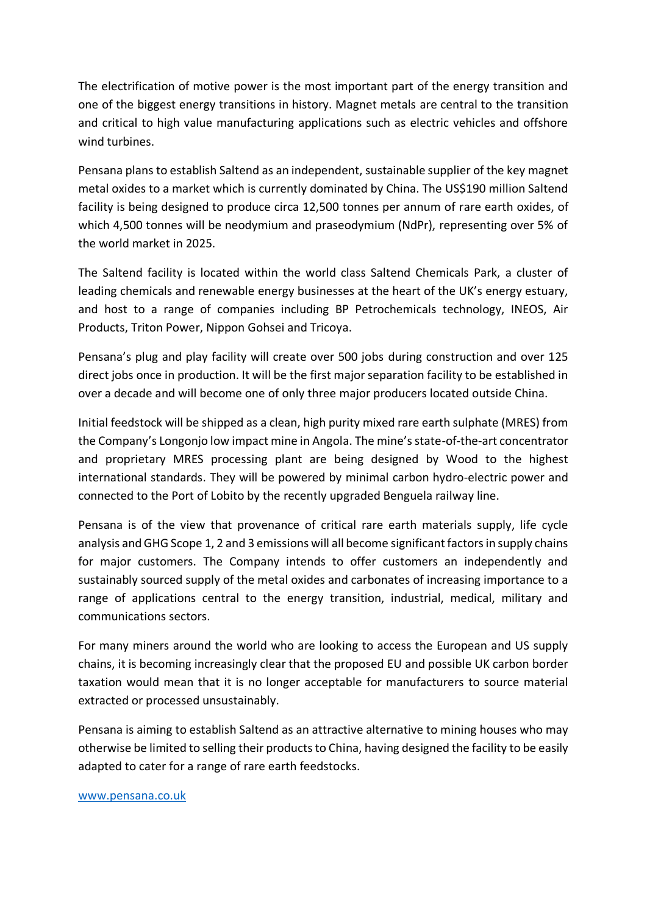The electrification of motive power is the most important part of the energy transition and one of the biggest energy transitions in history. Magnet metals are central to the transition and critical to high value manufacturing applications such as electric vehicles and offshore wind turbines.

Pensana plans to establish Saltend as an independent, sustainable supplier of the key magnet metal oxides to a market which is currently dominated by China. The US$190 million Saltend facility is being designed to produce circa 12,500 tonnes per annum of rare earth oxides, of which 4,500 tonnes will be neodymium and praseodymium (NdPr), representing over 5% of the world market in 2025.

The Saltend facility is located within the world class Saltend Chemicals Park, a cluster of leading chemicals and renewable energy businesses at the heart of the UK's energy estuary, and host to a range of companies including BP Petrochemicals technology, INEOS, Air Products, Triton Power, Nippon Gohsei and Tricoya.

Pensana's plug and play facility will create over 500 jobs during construction and over 125 direct jobs once in production. It will be the first major separation facility to be established in over a decade and will become one of only three major producers located outside China.

Initial feedstock will be shipped as a clean, high purity mixed rare earth sulphate (MRES) from the Company's Longonjo low impact mine in Angola. The mine's state-of-the-art concentrator and proprietary MRES processing plant are being designed by Wood to the highest international standards. They will be powered by minimal carbon hydro-electric power and connected to the Port of Lobito by the recently upgraded Benguela railway line.

Pensana is of the view that provenance of critical rare earth materials supply, life cycle analysis and GHG Scope 1, 2 and 3 emissions will all become significant factors in supply chains for major customers. The Company intends to offer customers an independently and sustainably sourced supply of the metal oxides and carbonates of increasing importance to a range of applications central to the energy transition, industrial, medical, military and communications sectors.

For many miners around the world who are looking to access the European and US supply chains, it is becoming increasingly clear that the proposed EU and possible UK carbon border taxation would mean that it is no longer acceptable for manufacturers to source material extracted or processed unsustainably.

Pensana is aiming to establish Saltend as an attractive alternative to mining houses who may otherwise be limited to selling their products to China, having designed the facility to be easily adapted to cater for a range of rare earth feedstocks.

www.pensana.co.uk